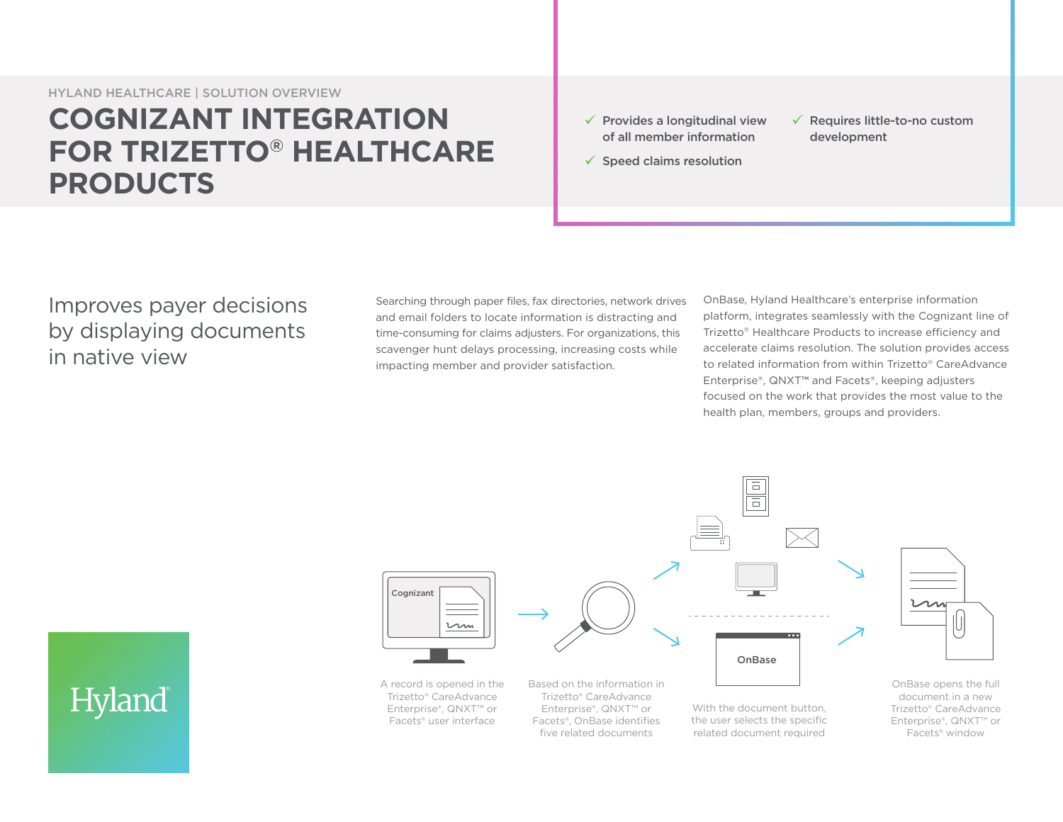HYLAND HEALTHCARE | SOLUTION OVERVIEW

# COGNIZANT INTEGRATION FOR TRIZETTO® HEALTHCARE PRODUCTS

- ✓ Provides a longitudinal view of all member information
- ✓ Speed claims resolution
- ✓ Requires little-to-no custom development

## Improves payer decisions by displaying documents in native view

Searching through paper files, fax directories, network drives and email folders to locate information is distracting and time-consuming for claims adjusters. For organizations, this scavenger hunt delays processing, increasing costs while impacting member and provider satisfaction.

OnBase, Hyland Healthcare's enterprise information platform, integrates seamlessly with the Cognizant line of Trizetto® Healthcare Products to increase efficiency and accelerate claims resolution. The solution provides access to related information from within Trizetto® CareAdvance Enterprise®, QNXT™ and Facets®, keeping adjusters focused on the work that provides the most value to the health plan, members, groups and providers.

Cognizant

A record is opened in the Trizetto® CareAdvance Enterprise®, QNXT™ or Facets® user interface

Based on the information in Trizetto® CareAdvance Enterprise®, QNXT™ or Facets®, OnBase identifies five related documents

OnBase

With the document button, the user selects the specific related document required

OnBase opens the full document in a new Trizetto® CareAdvance Enterprise®, QNXT™ or Facets® window

Hyland®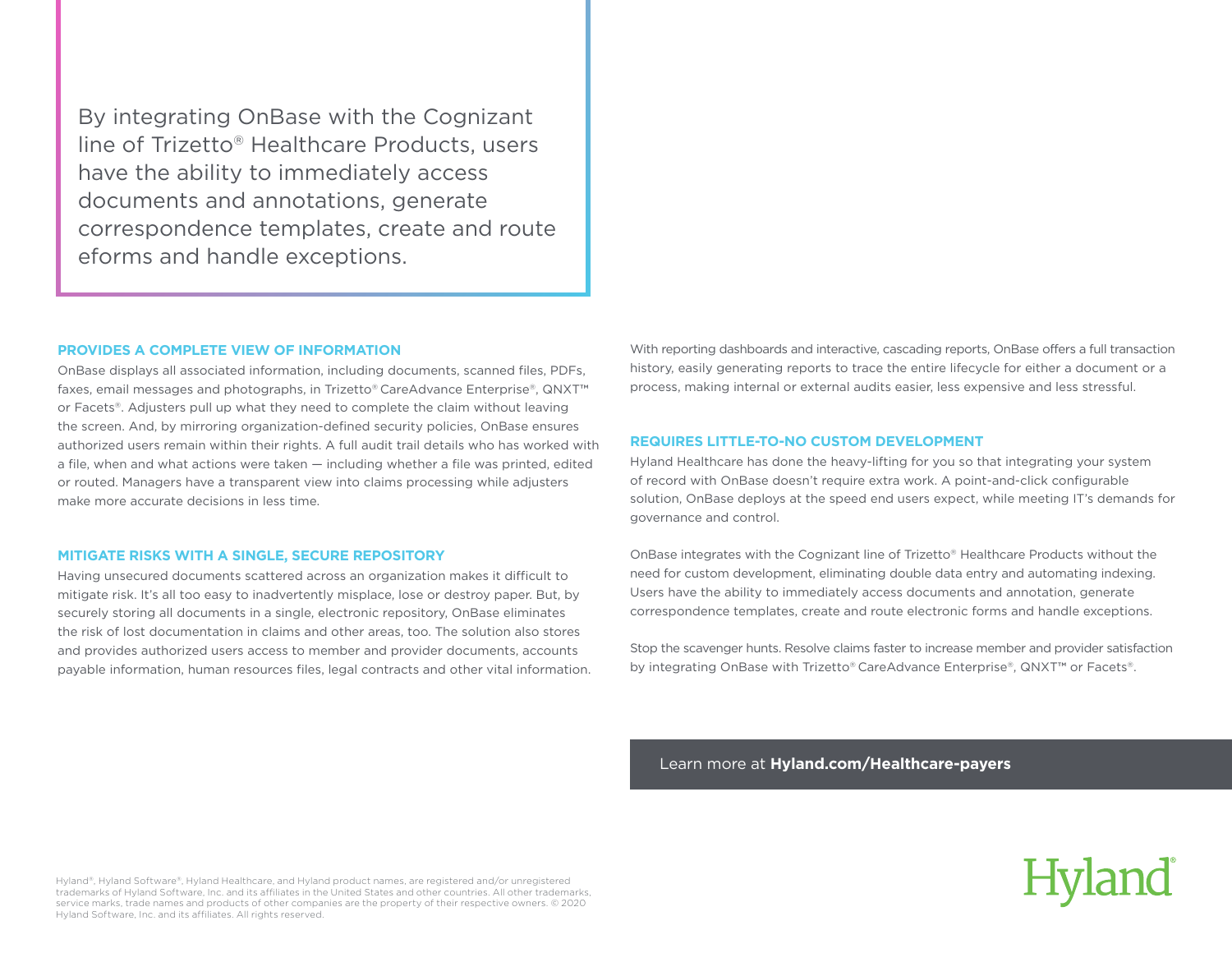By integrating OnBase with the Cognizant line of Trizetto® Healthcare Products, users have the ability to immediately access documents and annotations, generate correspondence templates, create and route eforms and handle exceptions.

## PROVIDES A COMPLETE VIEW OF INFORMATION

OnBase displays all associated information, including documents, scanned files, PDFs, faxes, email messages and photographs, in Trizetto® CareAdvance Enterprise®, QNXT™ or Facets®. Adjusters pull up what they need to complete the claim without leaving the screen. And, by mirroring organization-defined security policies, OnBase ensures authorized users remain within their rights. A full audit trail details who has worked with a file, when and what actions were taken — including whether a file was printed, edited or routed. Managers have a transparent view into claims processing while adjusters make more accurate decisions in less time.

## MITIGATE RISKS WITH A SINGLE, SECURE REPOSITORY

Having unsecured documents scattered across an organization makes it difficult to mitigate risk. It's all too easy to inadvertently misplace, lose or destroy paper. But, by securely storing all documents in a single, electronic repository, OnBase eliminates the risk of lost documentation in claims and other areas, too. The solution also stores and provides authorized users access to member and provider documents, accounts payable information, human resources files, legal contracts and other vital information.

With reporting dashboards and interactive, cascading reports, OnBase offers a full transaction history, easily generating reports to trace the entire lifecycle for either a document or a process, making internal or external audits easier, less expensive and less stressful.

## REQUIRES LITTLE-TO-NO CUSTOM DEVELOPMENT

Hyland Healthcare has done the heavy-lifting for you so that integrating your system of record with OnBase doesn't require extra work. A point-and-click configurable solution, OnBase deploys at the speed end users expect, while meeting IT's demands for governance and control.

OnBase integrates with the Cognizant line of Trizetto® Healthcare Products without the need for custom development, eliminating double data entry and automating indexing. Users have the ability to immediately access documents and annotation, generate correspondence templates, create and route electronic forms and handle exceptions.

Stop the scavenger hunts. Resolve claims faster to increase member and provider satisfaction by integrating OnBase with Trizetto® CareAdvance Enterprise®, QNXT™ or Facets®.

Learn more at **Hyland.com/Healthcare-payers**

Hyland®, Hyland Software®, Hyland Healthcare, and Hyland product names, are registered and/or unregistered trademarks of Hyland Software, Inc. and its affiliates in the United States and other countries. All other trademarks, service marks, trade names and products of other companies are the property of their respective owners. © 2020 Hyland Software, Inc. and its affiliates. All rights reserved.

Hyland®